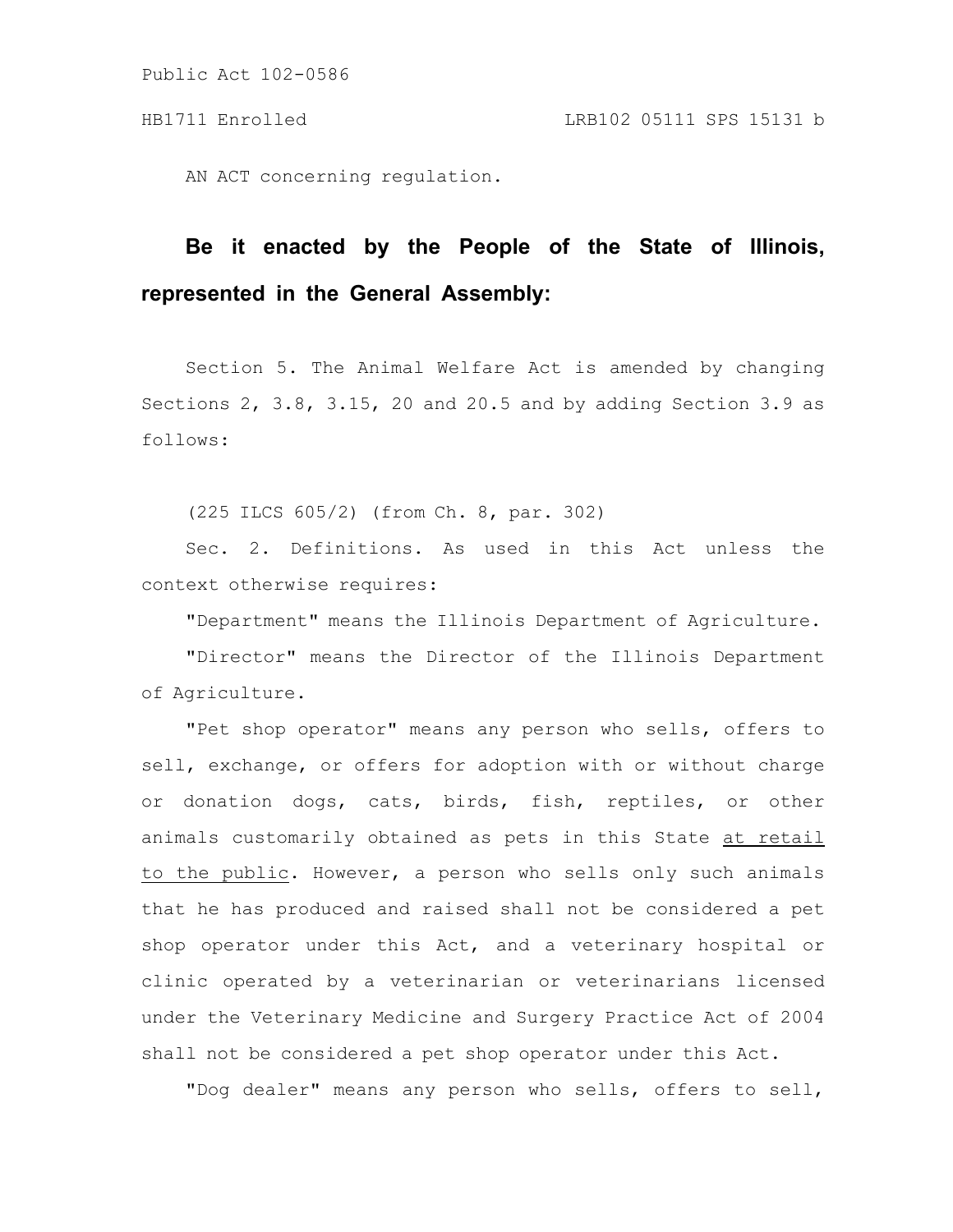Public Act 102-0586

HB1711 Enrolled LRB102 05111 SPS 15131 b

AN ACT concerning regulation.

**Be it enacted by the People of the State of Illinois, represented in the General Assembly:**

Section 5. The Animal Welfare Act is amended by changing Sections 2, 3.8, 3.15, 20 and 20.5 and by adding Section 3.9 as follows:

(225 ILCS 605/2) (from Ch. 8, par. 302)

Sec. 2. Definitions. As used in this Act unless the context otherwise requires:

"Department" means the Illinois Department of Agriculture.

"Director" means the Director of the Illinois Department of Agriculture.

"Pet shop operator" means any person who sells, offers to sell, exchange, or offers for adoption with or without charge or donation dogs, cats, birds, fish, reptiles, or other animals customarily obtained as pets in this State at retail to the public. However, a person who sells only such animals that he has produced and raised shall not be considered a pet shop operator under this Act, and a veterinary hospital or clinic operated by a veterinarian or veterinarians licensed under the Veterinary Medicine and Surgery Practice Act of 2004 shall not be considered a pet shop operator under this Act.

"Dog dealer" means any person who sells, offers to sell,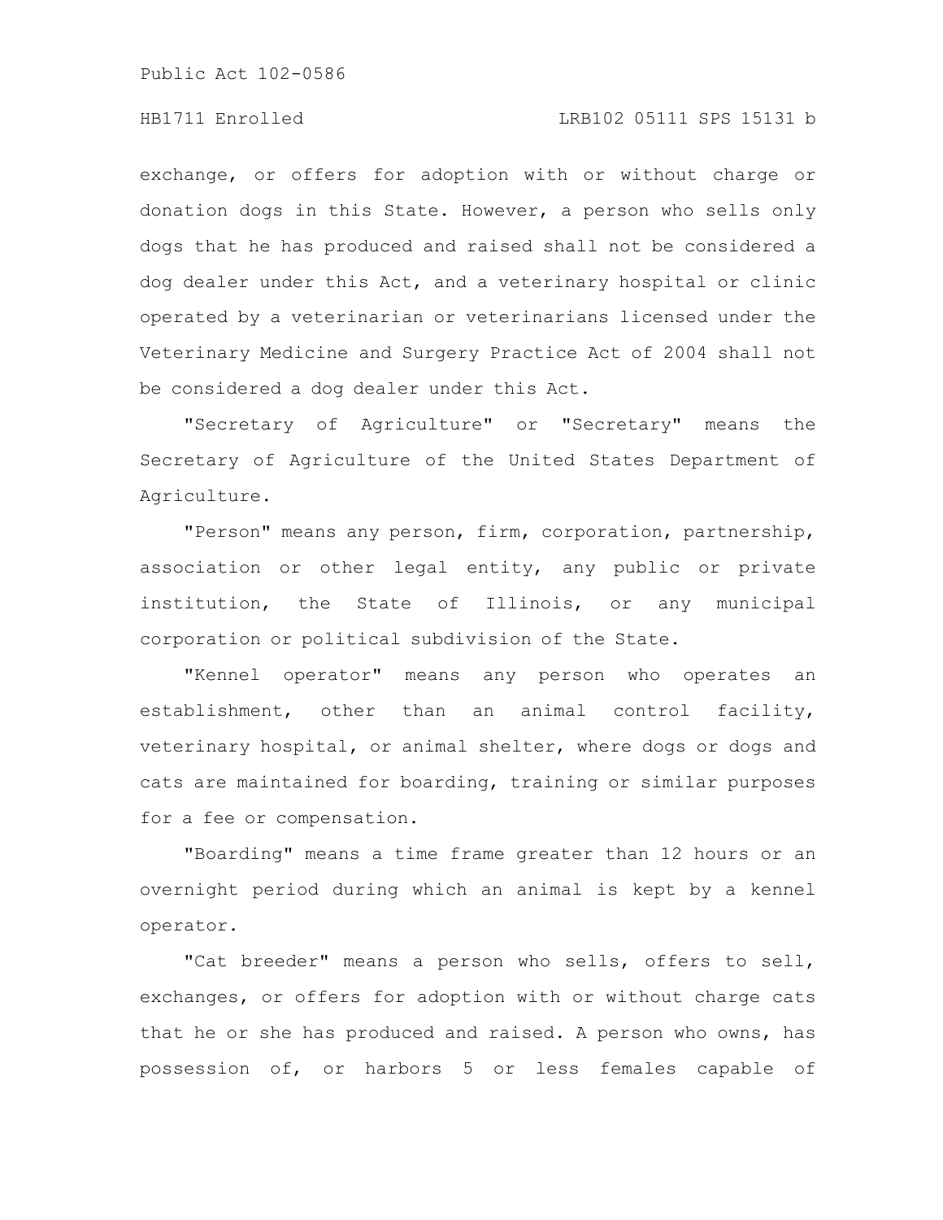exchange, or offers for adoption with or without charge or donation dogs in this State. However, a person who sells only dogs that he has produced and raised shall not be considered a dog dealer under this Act, and a veterinary hospital or clinic operated by a veterinarian or veterinarians licensed under the Veterinary Medicine and Surgery Practice Act of 2004 shall not be considered a dog dealer under this Act.

"Secretary of Agriculture" or "Secretary" means the Secretary of Agriculture of the United States Department of Agriculture.

"Person" means any person, firm, corporation, partnership, association or other legal entity, any public or private institution, the State of Illinois, or any municipal corporation or political subdivision of the State.

"Kennel operator" means any person who operates an establishment, other than an animal control facility, veterinary hospital, or animal shelter, where dogs or dogs and cats are maintained for boarding, training or similar purposes for a fee or compensation.

"Boarding" means a time frame greater than 12 hours or an overnight period during which an animal is kept by a kennel operator.

"Cat breeder" means a person who sells, offers to sell, exchanges, or offers for adoption with or without charge cats that he or she has produced and raised. A person who owns, has possession of, or harbors 5 or less females capable of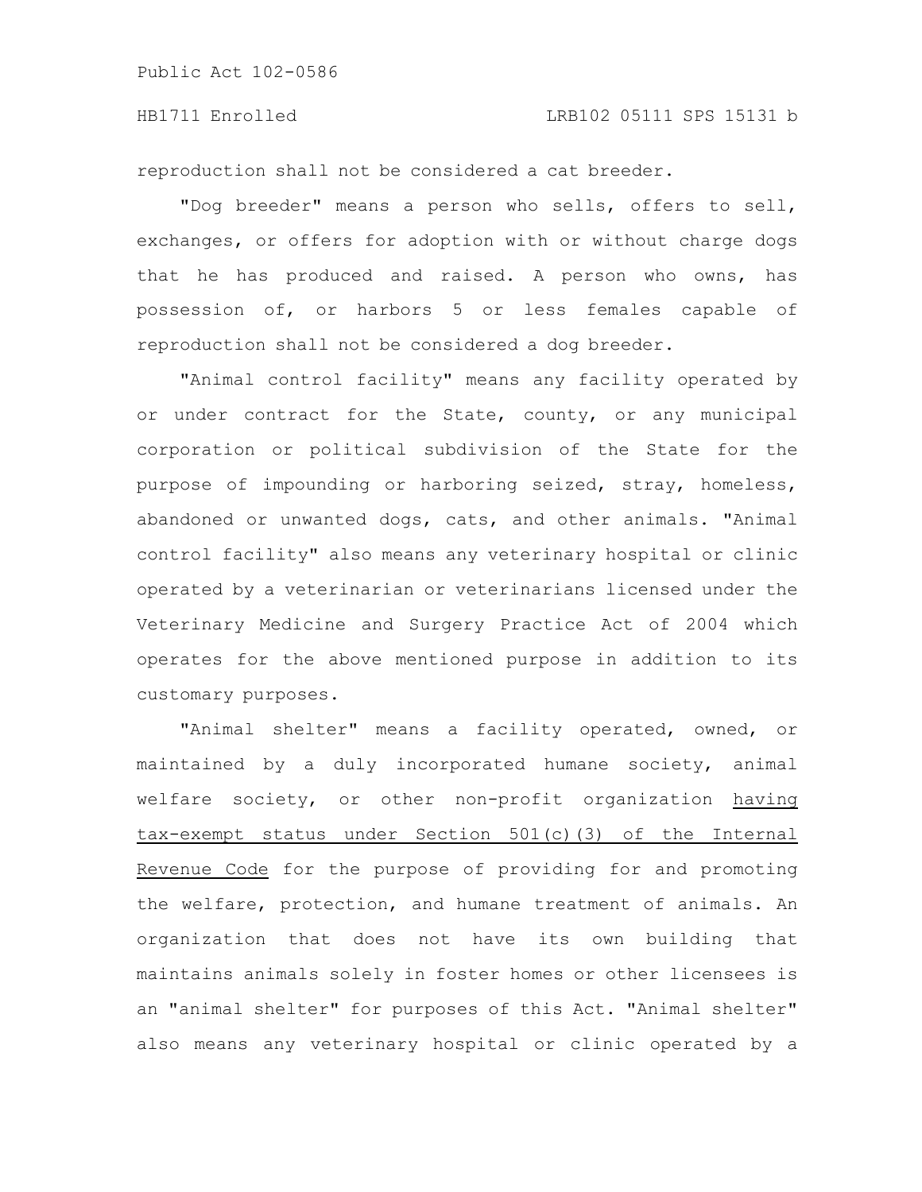reproduction shall not be considered a cat breeder.

"Dog breeder" means a person who sells, offers to sell, exchanges, or offers for adoption with or without charge dogs that he has produced and raised. A person who owns, has possession of, or harbors 5 or less females capable of reproduction shall not be considered a dog breeder.

"Animal control facility" means any facility operated by or under contract for the State, county, or any municipal corporation or political subdivision of the State for the purpose of impounding or harboring seized, stray, homeless, abandoned or unwanted dogs, cats, and other animals. "Animal control facility" also means any veterinary hospital or clinic operated by a veterinarian or veterinarians licensed under the Veterinary Medicine and Surgery Practice Act of 2004 which operates for the above mentioned purpose in addition to its customary purposes.

"Animal shelter" means a facility operated, owned, or maintained by a duly incorporated humane society, animal welfare society, or other non-profit organization <u>having tax-exempt status under Section 501(c)(3) of the Internal Revenue Code</u> for the purpose of providing for and promoting the welfare, protection, and humane treatment of animals. An organization that does not have its own building that maintains animals solely in foster homes or other licensees is an "animal shelter" for purposes of this Act. "Animal shelter" also means any veterinary hospital or clinic operated by a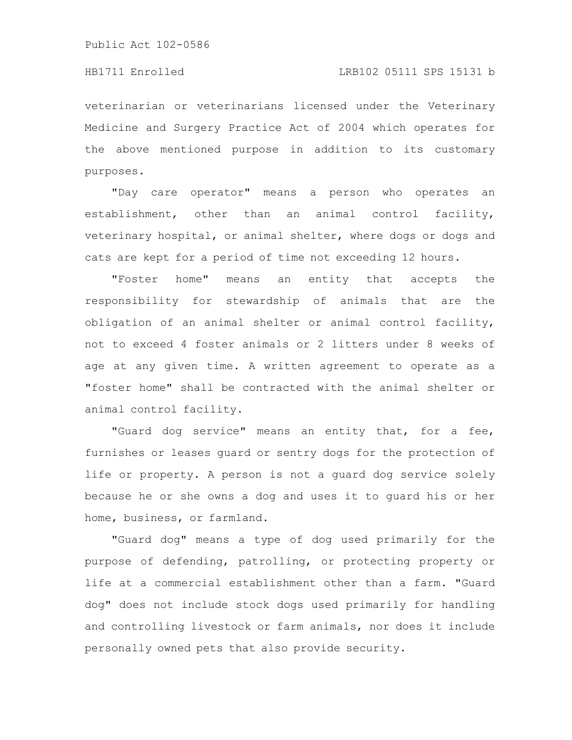veterinarian or veterinarians licensed under the Veterinary Medicine and Surgery Practice Act of 2004 which operates for the above mentioned purpose in addition to its customary purposes.

"Day care operator" means a person who operates an establishment, other than an animal control facility, veterinary hospital, or animal shelter, where dogs or dogs and cats are kept for a period of time not exceeding 12 hours.

"Foster home" means an entity that accepts the responsibility for stewardship of animals that are the obligation of an animal shelter or animal control facility, not to exceed 4 foster animals or 2 litters under 8 weeks of age at any given time. A written agreement to operate as a "foster home" shall be contracted with the animal shelter or animal control facility.

"Guard dog service" means an entity that, for a fee, furnishes or leases guard or sentry dogs for the protection of life or property. A person is not a guard dog service solely because he or she owns a dog and uses it to guard his or her home, business, or farmland.

"Guard dog" means a type of dog used primarily for the purpose of defending, patrolling, or protecting property or life at a commercial establishment other than a farm. "Guard dog" does not include stock dogs used primarily for handling and controlling livestock or farm animals, nor does it include personally owned pets that also provide security.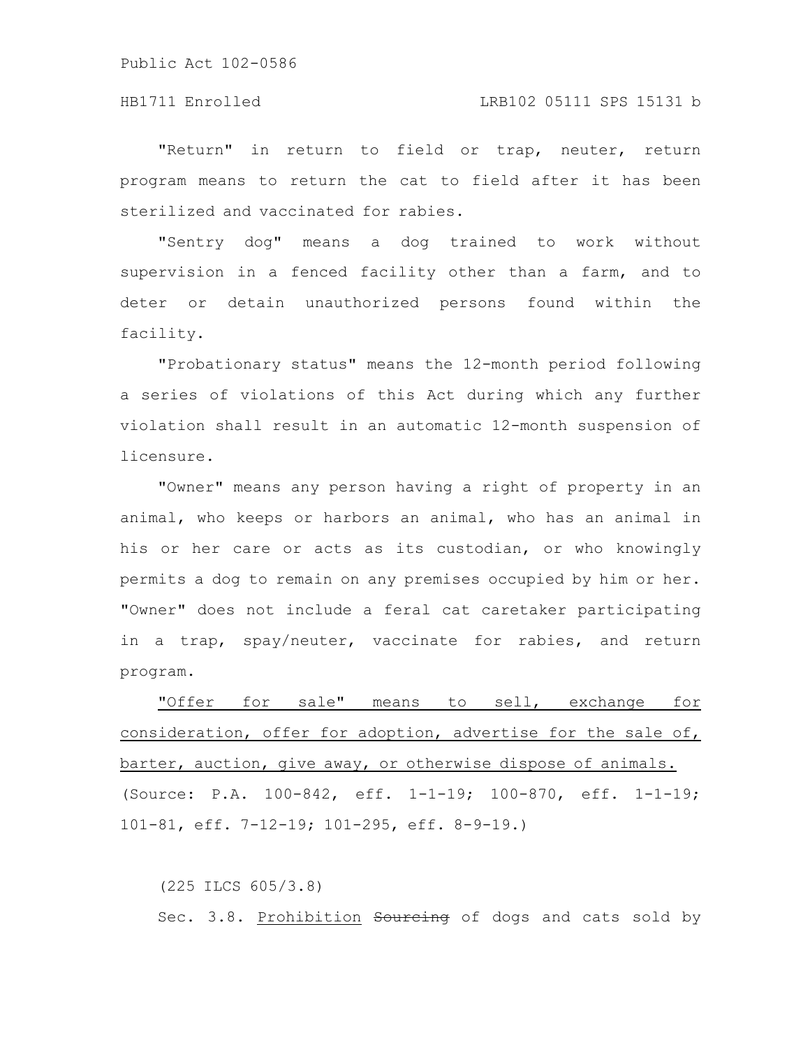"Return" in return to field or trap, neuter, return program means to return the cat to field after it has been sterilized and vaccinated for rabies.

"Sentry dog" means a dog trained to work without supervision in a fenced facility other than a farm, and to deter or detain unauthorized persons found within the facility.

"Probationary status" means the 12-month period following a series of violations of this Act during which any further violation shall result in an automatic 12-month suspension of licensure.

"Owner" means any person having a right of property in an animal, who keeps or harbors an animal, who has an animal in his or her care or acts as its custodian, or who knowingly permits a dog to remain on any premises occupied by him or her. "Owner" does not include a feral cat caretaker participating in a trap, spay/neuter, vaccinate for rabies, and return program.

<u>"Offer for sale" means to sell, exchange for consideration, offer for adoption, advertise for the sale of, barter, auction, give away, or otherwise dispose of animals.</u>
(Source: P.A. 100-842, eff. 1-1-19; 100-870, eff. 1-1-19; 101-81, eff. 7-12-19; 101-295, eff. 8-9-19.)

(225 ILCS 605/3.8)

Sec. 3.8. <u>Prohibition</u> ~~Sourcing~~ of dogs and cats sold by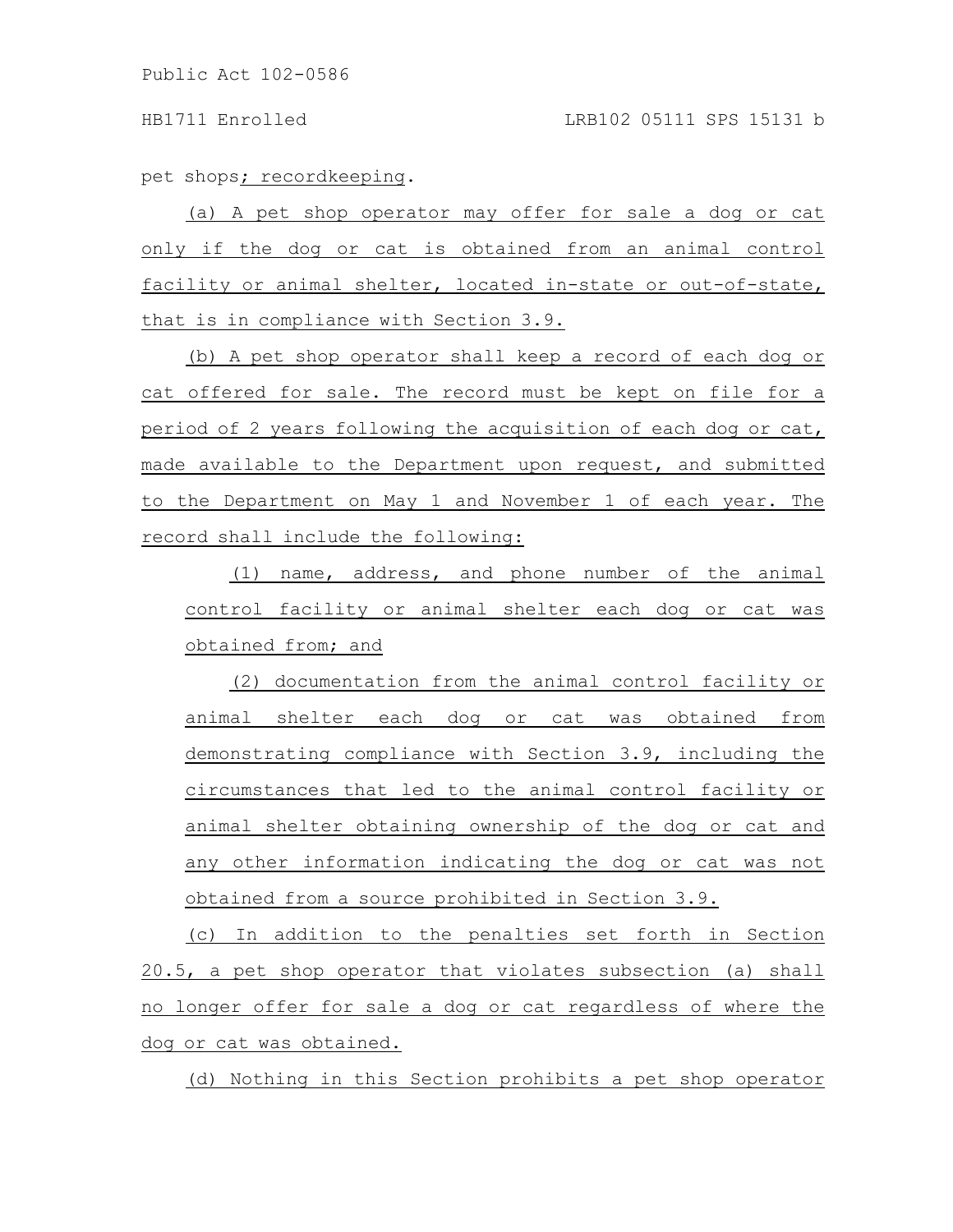pet shops; recordkeeping.

(a) A pet shop operator may offer for sale a dog or cat only if the dog or cat is obtained from an animal control facility or animal shelter, located in-state or out-of-state, that is in compliance with Section 3.9.

(b) A pet shop operator shall keep a record of each dog or cat offered for sale. The record must be kept on file for a period of 2 years following the acquisition of each dog or cat, made available to the Department upon request, and submitted to the Department on May 1 and November 1 of each year. The record shall include the following:

(1) name, address, and phone number of the animal control facility or animal shelter each dog or cat was obtained from; and

(2) documentation from the animal control facility or animal shelter each dog or cat was obtained from demonstrating compliance with Section 3.9, including the circumstances that led to the animal control facility or animal shelter obtaining ownership of the dog or cat and any other information indicating the dog or cat was not obtained from a source prohibited in Section 3.9.

(c) In addition to the penalties set forth in Section 20.5, a pet shop operator that violates subsection (a) shall no longer offer for sale a dog or cat regardless of where the dog or cat was obtained.

(d) Nothing in this Section prohibits a pet shop operator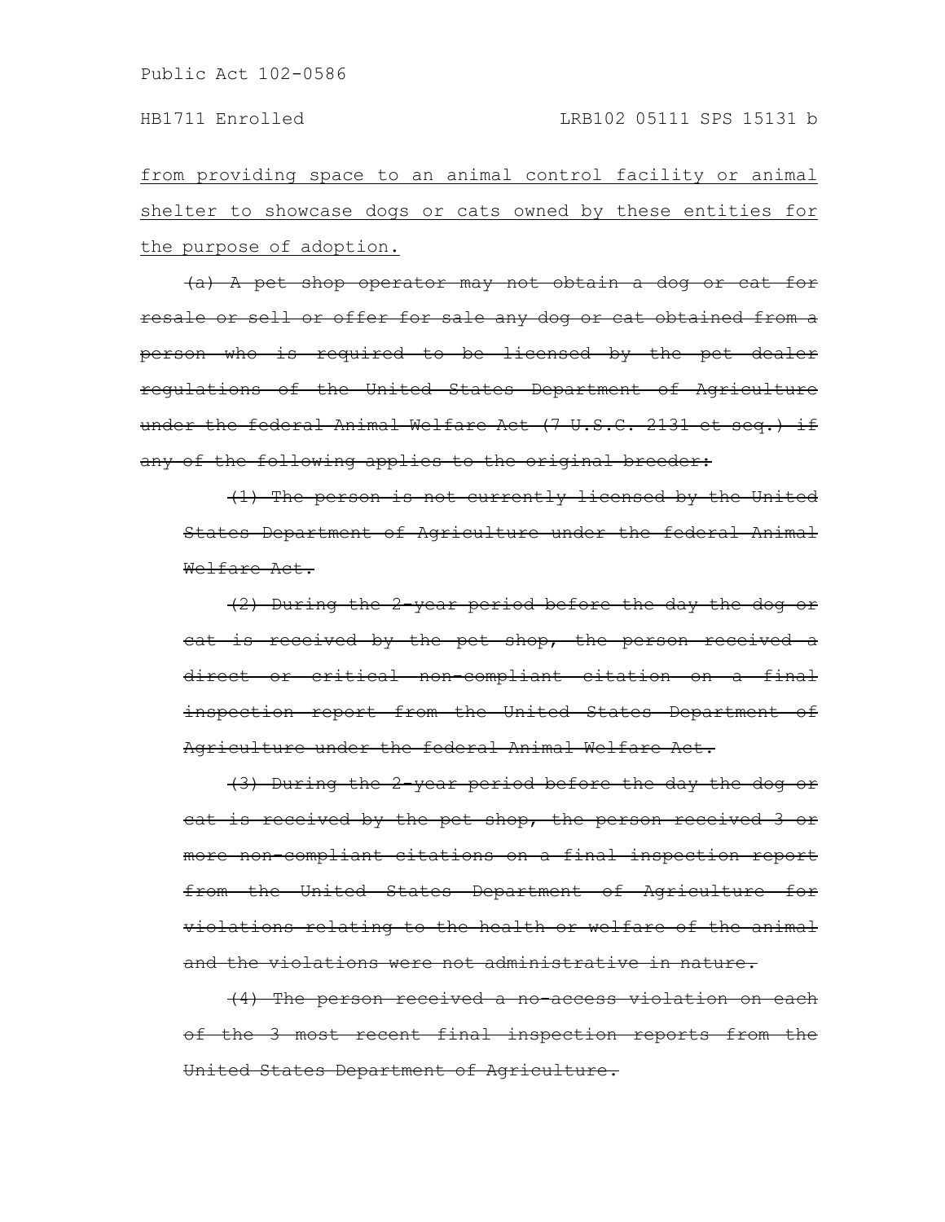<u>from providing space to an animal control facility or animal shelter to showcase dogs or cats owned by these entities for the purpose of adoption.</u>

~~(a) A pet shop operator may not obtain a dog or cat for resale or sell or offer for sale any dog or cat obtained from a person who is required to be licensed by the pet dealer regulations of the United States Department of Agriculture under the federal Animal Welfare Act (7 U.S.C. 2131 et seq.) if any of the following applies to the original breeder:~~

~~(1) The person is not currently licensed by the United States Department of Agriculture under the federal Animal Welfare Act.~~

~~(2) During the 2-year period before the day the dog or cat is received by the pet shop, the person received a direct or critical non-compliant citation on a final inspection report from the United States Department of Agriculture under the federal Animal Welfare Act.~~

~~(3) During the 2-year period before the day the dog or cat is received by the pet shop, the person received 3 or more non-compliant citations on a final inspection report from the United States Department of Agriculture for violations relating to the health or welfare of the animal and the violations were not administrative in nature.~~

~~(4) The person received a no-access violation on each of the 3 most recent final inspection reports from the United States Department of Agriculture.~~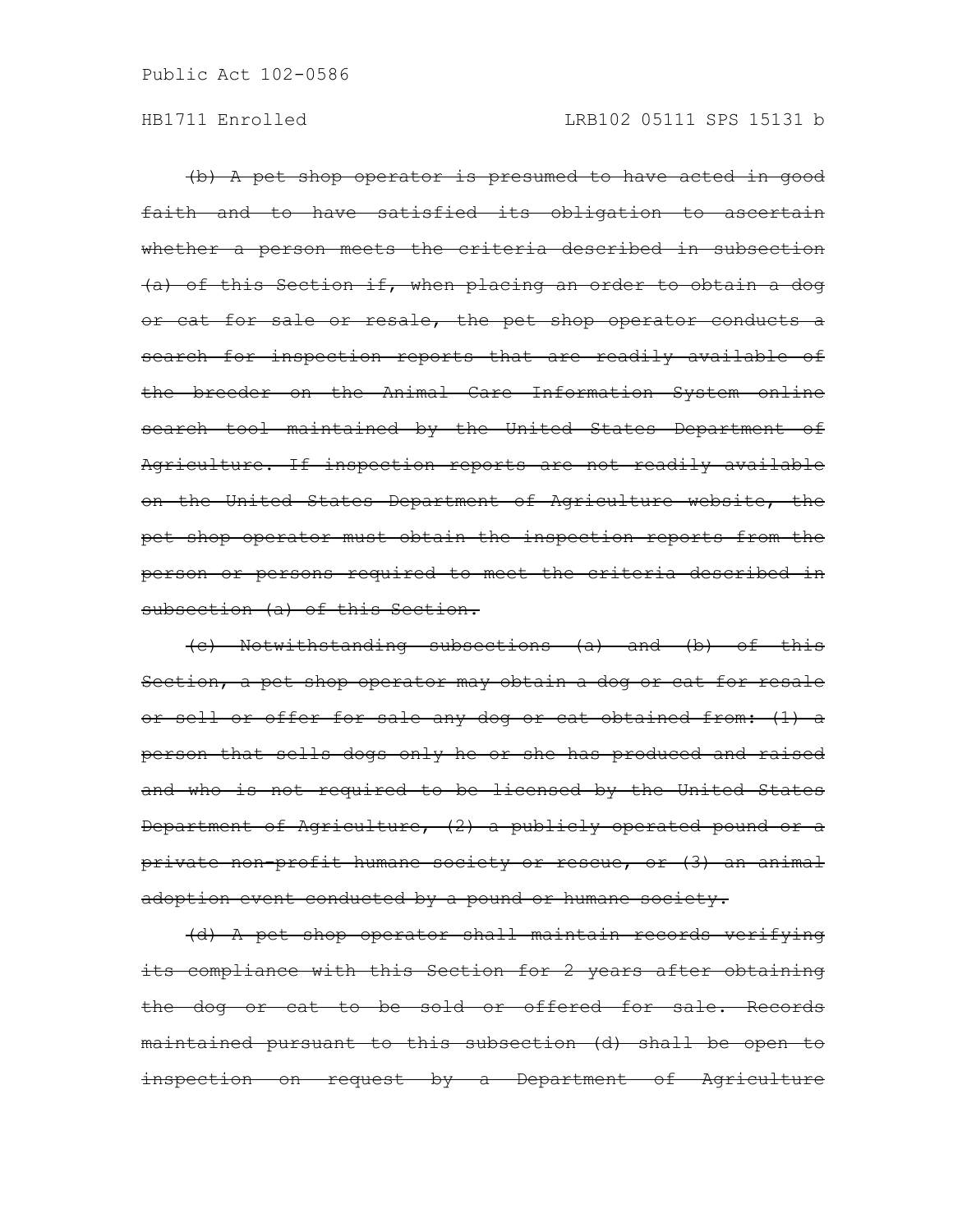~~(b) A pet shop operator is presumed to have acted in good faith and to have satisfied its obligation to ascertain whether a person meets the criteria described in subsection (a) of this Section if, when placing an order to obtain a dog or cat for sale or resale, the pet shop operator conducts a search for inspection reports that are readily available of the breeder on the Animal Care Information System online search tool maintained by the United States Department of Agriculture. If inspection reports are not readily available on the United States Department of Agriculture website, the pet shop operator must obtain the inspection reports from the person or persons required to meet the criteria described in subsection (a) of this Section.~~

~~(c) Notwithstanding subsections (a) and (b) of this Section, a pet shop operator may obtain a dog or cat for resale or sell or offer for sale any dog or cat obtained from: (1) a person that sells dogs only he or she has produced and raised and who is not required to be licensed by the United States Department of Agriculture, (2) a publicly operated pound or a private non-profit humane society or rescue, or (3) an animal adoption event conducted by a pound or humane society.~~

~~(d) A pet shop operator shall maintain records verifying its compliance with this Section for 2 years after obtaining the dog or cat to be sold or offered for sale. Records maintained pursuant to this subsection (d) shall be open to inspection on request by a Department of Agriculture~~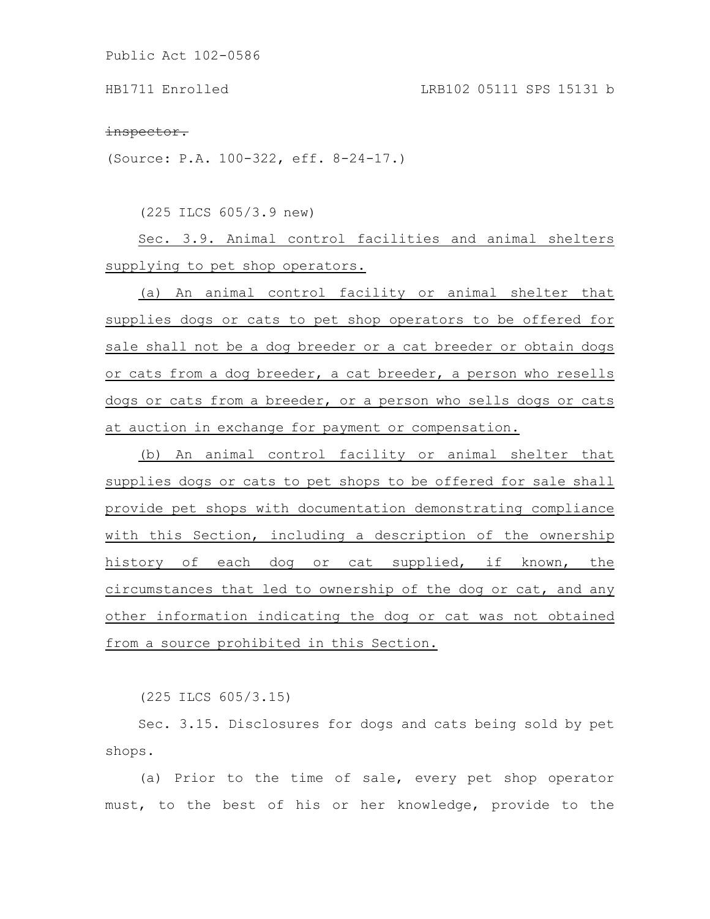~~inspector.~~

(Source: P.A. 100-322, eff. 8-24-17.)

(225 ILCS 605/3.9 new)

<u>Sec. 3.9. Animal control facilities and animal shelters supplying to pet shop operators.</u>

<u>(a) An animal control facility or animal shelter that supplies dogs or cats to pet shop operators to be offered for sale shall not be a dog breeder or a cat breeder or obtain dogs or cats from a dog breeder, a cat breeder, a person who resells dogs or cats from a breeder, or a person who sells dogs or cats at auction in exchange for payment or compensation.</u>

<u>(b) An animal control facility or animal shelter that supplies dogs or cats to pet shops to be offered for sale shall provide pet shops with documentation demonstrating compliance with this Section, including a description of the ownership history of each dog or cat supplied, if known, the circumstances that led to ownership of the dog or cat, and any other information indicating the dog or cat was not obtained from a source prohibited in this Section.</u>

(225 ILCS 605/3.15)

Sec. 3.15. Disclosures for dogs and cats being sold by pet shops.

(a) Prior to the time of sale, every pet shop operator must, to the best of his or her knowledge, provide to the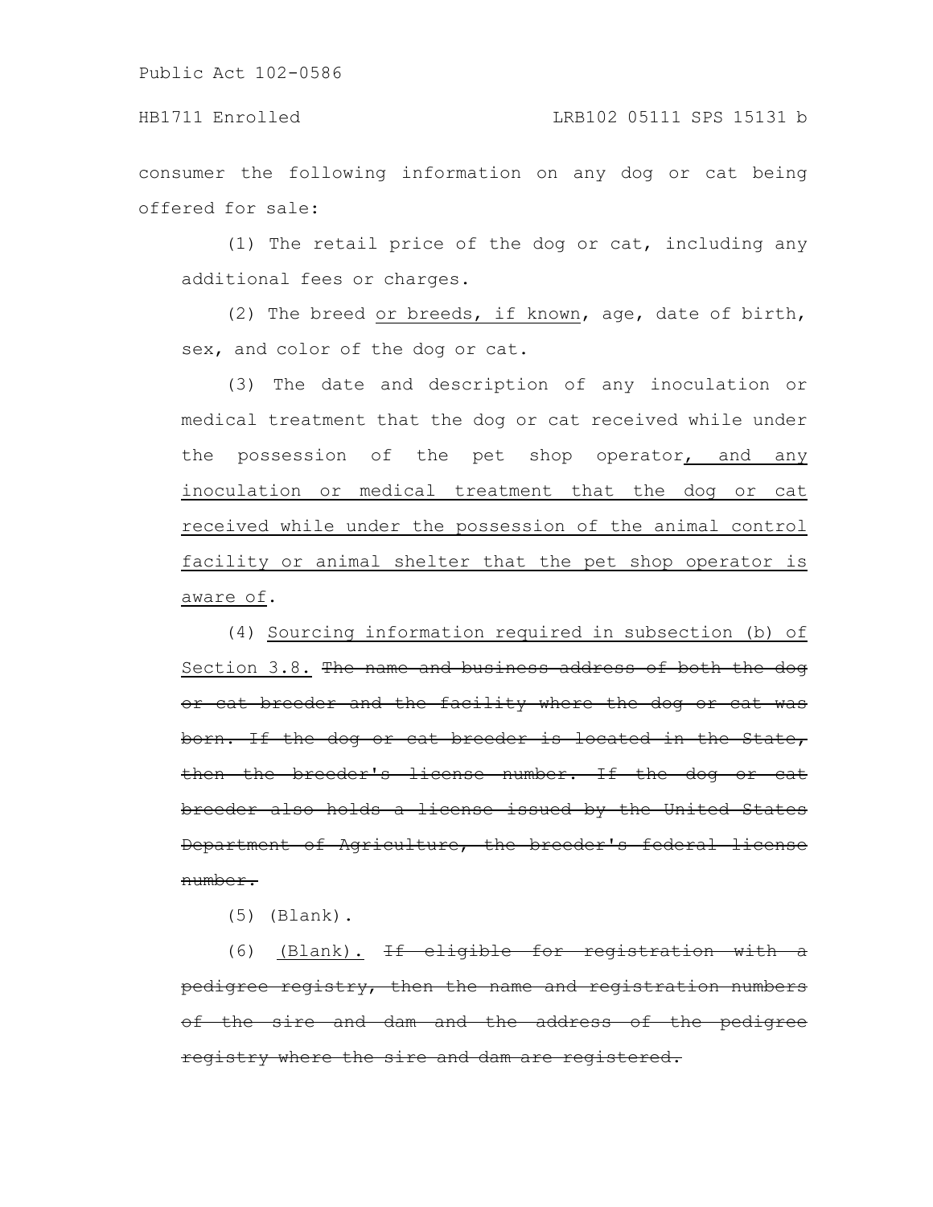consumer the following information on any dog or cat being offered for sale:

(1) The retail price of the dog or cat, including any additional fees or charges.

(2) The breed <u>or breeds, if known</u>, age, date of birth, sex, and color of the dog or cat.

(3) The date and description of any inoculation or medical treatment that the dog or cat received while under the possession of the pet shop operator<u>, and any inoculation or medical treatment that the dog or cat received while under the possession of the animal control facility or animal shelter that the pet shop operator is aware of</u>.

(4) <u>Sourcing information required in subsection (b) of Section 3.8.</u> ~~The name and business address of both the dog or cat breeder and the facility where the dog or cat was born. If the dog or cat breeder is located in the State, then the breeder's license number. If the dog or cat breeder also holds a license issued by the United States Department of Agriculture, the breeder's federal license number.~~

(5) (Blank).

(6) <u>(Blank).</u> ~~If eligible for registration with a pedigree registry, then the name and registration numbers of the sire and dam and the address of the pedigree registry where the sire and dam are registered.~~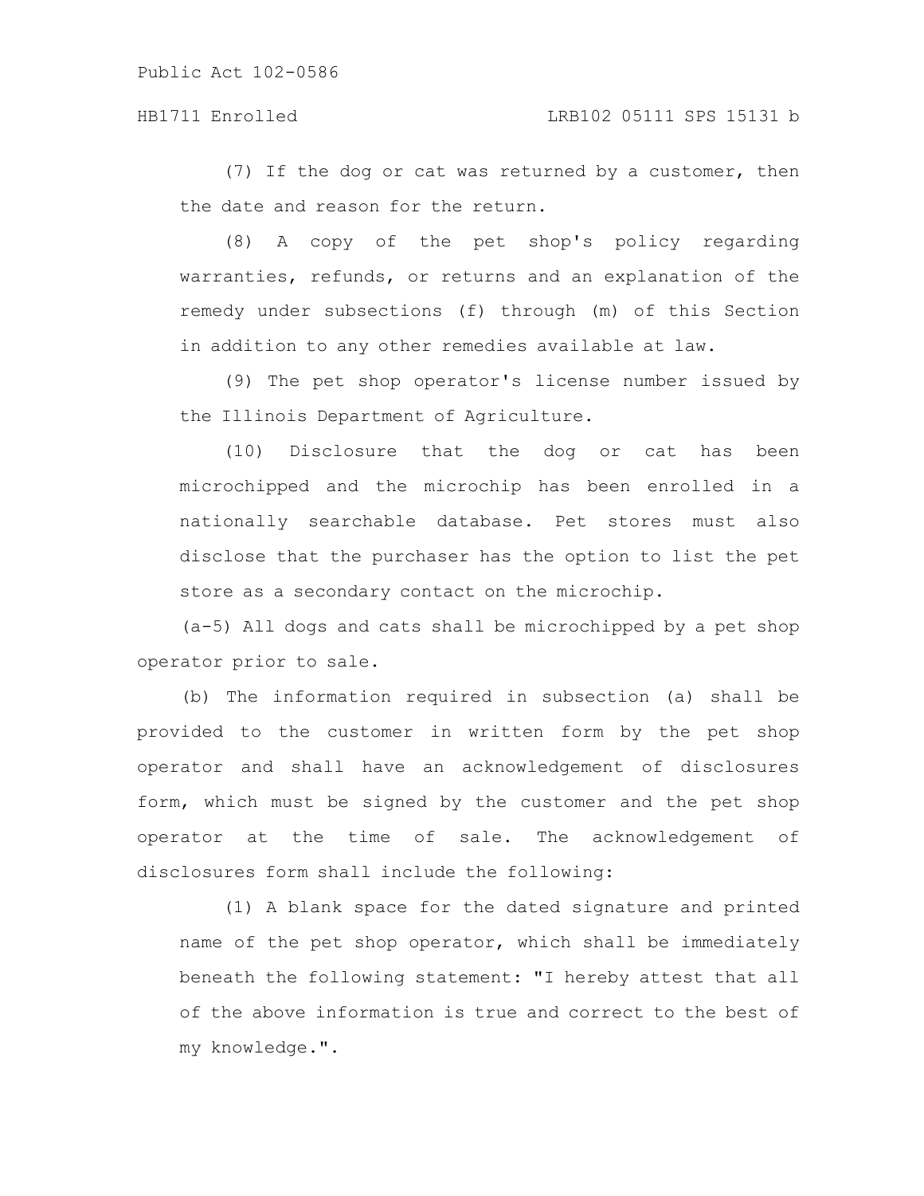(7) If the dog or cat was returned by a customer, then the date and reason for the return.

(8) A copy of the pet shop's policy regarding warranties, refunds, or returns and an explanation of the remedy under subsections (f) through (m) of this Section in addition to any other remedies available at law.

(9) The pet shop operator's license number issued by the Illinois Department of Agriculture.

(10) Disclosure that the dog or cat has been microchipped and the microchip has been enrolled in a nationally searchable database. Pet stores must also disclose that the purchaser has the option to list the pet store as a secondary contact on the microchip.

(a-5) All dogs and cats shall be microchipped by a pet shop operator prior to sale.

(b) The information required in subsection (a) shall be provided to the customer in written form by the pet shop operator and shall have an acknowledgement of disclosures form, which must be signed by the customer and the pet shop operator at the time of sale. The acknowledgement of disclosures form shall include the following:

(1) A blank space for the dated signature and printed name of the pet shop operator, which shall be immediately beneath the following statement: "I hereby attest that all of the above information is true and correct to the best of my knowledge.".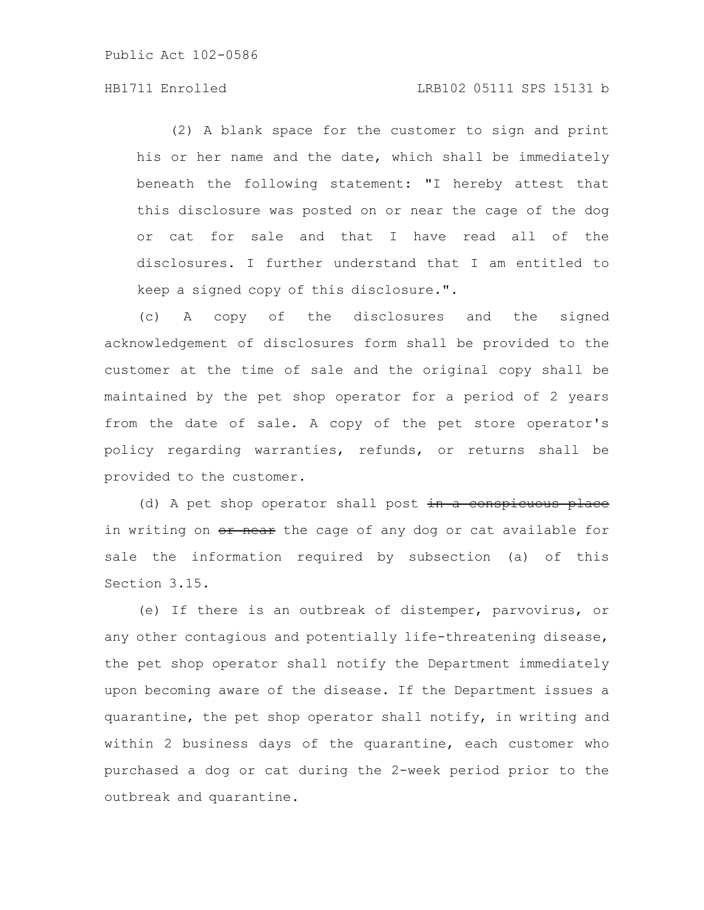(2) A blank space for the customer to sign and print his or her name and the date, which shall be immediately beneath the following statement: "I hereby attest that this disclosure was posted on or near the cage of the dog or cat for sale and that I have read all of the disclosures. I further understand that I am entitled to keep a signed copy of this disclosure.".

(c) A copy of the disclosures and the signed acknowledgement of disclosures form shall be provided to the customer at the time of sale and the original copy shall be maintained by the pet shop operator for a period of 2 years from the date of sale. A copy of the pet store operator's policy regarding warranties, refunds, or returns shall be provided to the customer.

(d) A pet shop operator shall post ~~in a conspicuous place~~ in writing on ~~or near~~ the cage of any dog or cat available for sale the information required by subsection (a) of this Section 3.15.

(e) If there is an outbreak of distemper, parvovirus, or any other contagious and potentially life-threatening disease, the pet shop operator shall notify the Department immediately upon becoming aware of the disease. If the Department issues a quarantine, the pet shop operator shall notify, in writing and within 2 business days of the quarantine, each customer who purchased a dog or cat during the 2-week period prior to the outbreak and quarantine.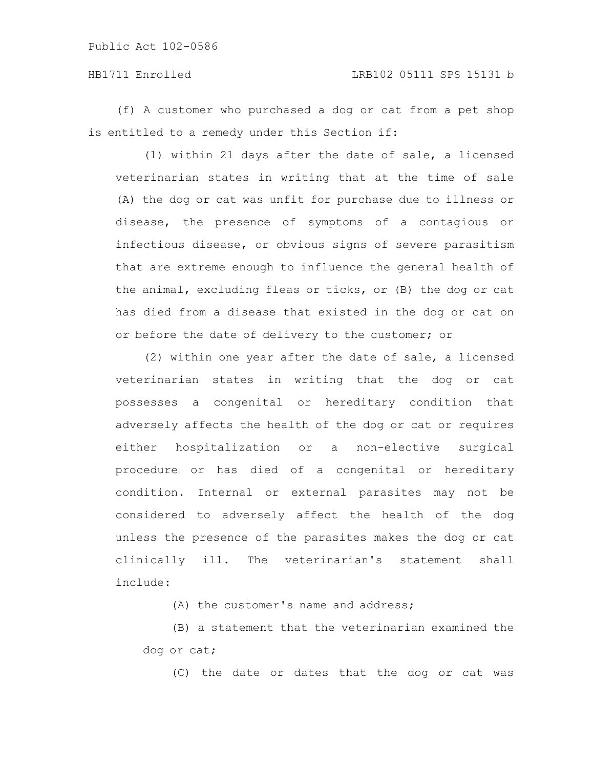(f) A customer who purchased a dog or cat from a pet shop is entitled to a remedy under this Section if:

(1) within 21 days after the date of sale, a licensed veterinarian states in writing that at the time of sale (A) the dog or cat was unfit for purchase due to illness or disease, the presence of symptoms of a contagious or infectious disease, or obvious signs of severe parasitism that are extreme enough to influence the general health of the animal, excluding fleas or ticks, or (B) the dog or cat has died from a disease that existed in the dog or cat on or before the date of delivery to the customer; or

(2) within one year after the date of sale, a licensed veterinarian states in writing that the dog or cat possesses a congenital or hereditary condition that adversely affects the health of the dog or cat or requires either hospitalization or a non-elective surgical procedure or has died of a congenital or hereditary condition. Internal or external parasites may not be considered to adversely affect the health of the dog unless the presence of the parasites makes the dog or cat clinically ill. The veterinarian's statement shall include:

(A) the customer's name and address;

(B) a statement that the veterinarian examined the dog or cat;

(C) the date or dates that the dog or cat was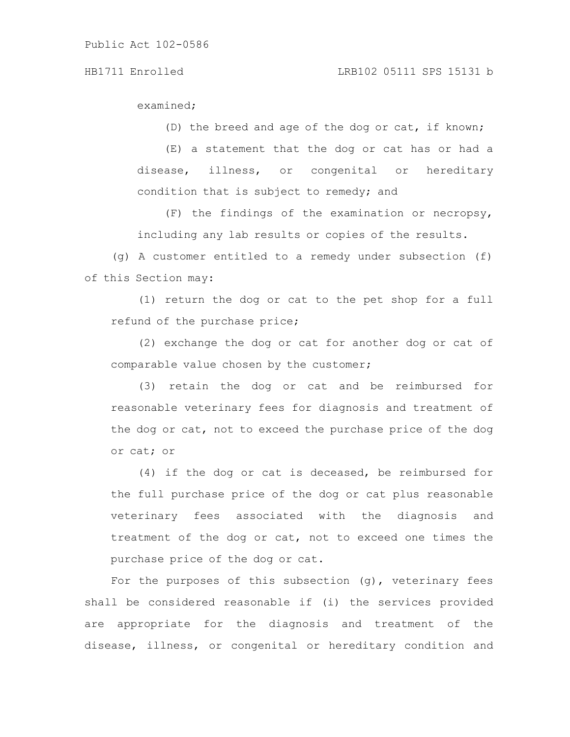examined;

(D) the breed and age of the dog or cat, if known;

(E) a statement that the dog or cat has or had a disease, illness, or congenital or hereditary condition that is subject to remedy; and

(F) the findings of the examination or necropsy, including any lab results or copies of the results.

(g) A customer entitled to a remedy under subsection (f) of this Section may:

(1) return the dog or cat to the pet shop for a full refund of the purchase price;

(2) exchange the dog or cat for another dog or cat of comparable value chosen by the customer;

(3) retain the dog or cat and be reimbursed for reasonable veterinary fees for diagnosis and treatment of the dog or cat, not to exceed the purchase price of the dog or cat; or

(4) if the dog or cat is deceased, be reimbursed for the full purchase price of the dog or cat plus reasonable veterinary fees associated with the diagnosis and treatment of the dog or cat, not to exceed one times the purchase price of the dog or cat.

For the purposes of this subsection (g), veterinary fees shall be considered reasonable if (i) the services provided are appropriate for the diagnosis and treatment of the disease, illness, or congenital or hereditary condition and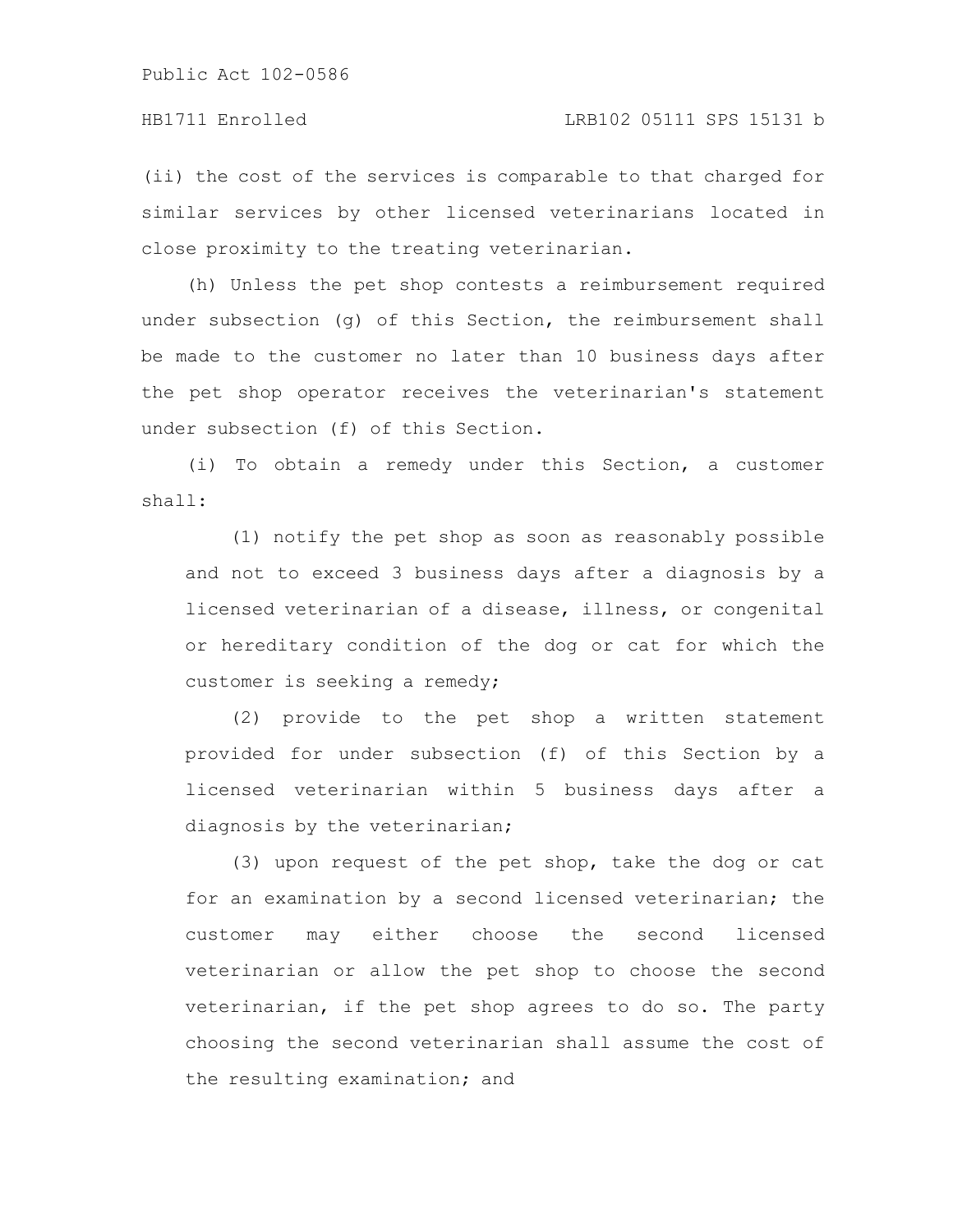(ii) the cost of the services is comparable to that charged for similar services by other licensed veterinarians located in close proximity to the treating veterinarian.

(h) Unless the pet shop contests a reimbursement required under subsection (g) of this Section, the reimbursement shall be made to the customer no later than 10 business days after the pet shop operator receives the veterinarian's statement under subsection (f) of this Section.

(i) To obtain a remedy under this Section, a customer shall:

(1) notify the pet shop as soon as reasonably possible and not to exceed 3 business days after a diagnosis by a licensed veterinarian of a disease, illness, or congenital or hereditary condition of the dog or cat for which the customer is seeking a remedy;

(2) provide to the pet shop a written statement provided for under subsection (f) of this Section by a licensed veterinarian within 5 business days after a diagnosis by the veterinarian;

(3) upon request of the pet shop, take the dog or cat for an examination by a second licensed veterinarian; the customer may either choose the second licensed veterinarian or allow the pet shop to choose the second veterinarian, if the pet shop agrees to do so. The party choosing the second veterinarian shall assume the cost of the resulting examination; and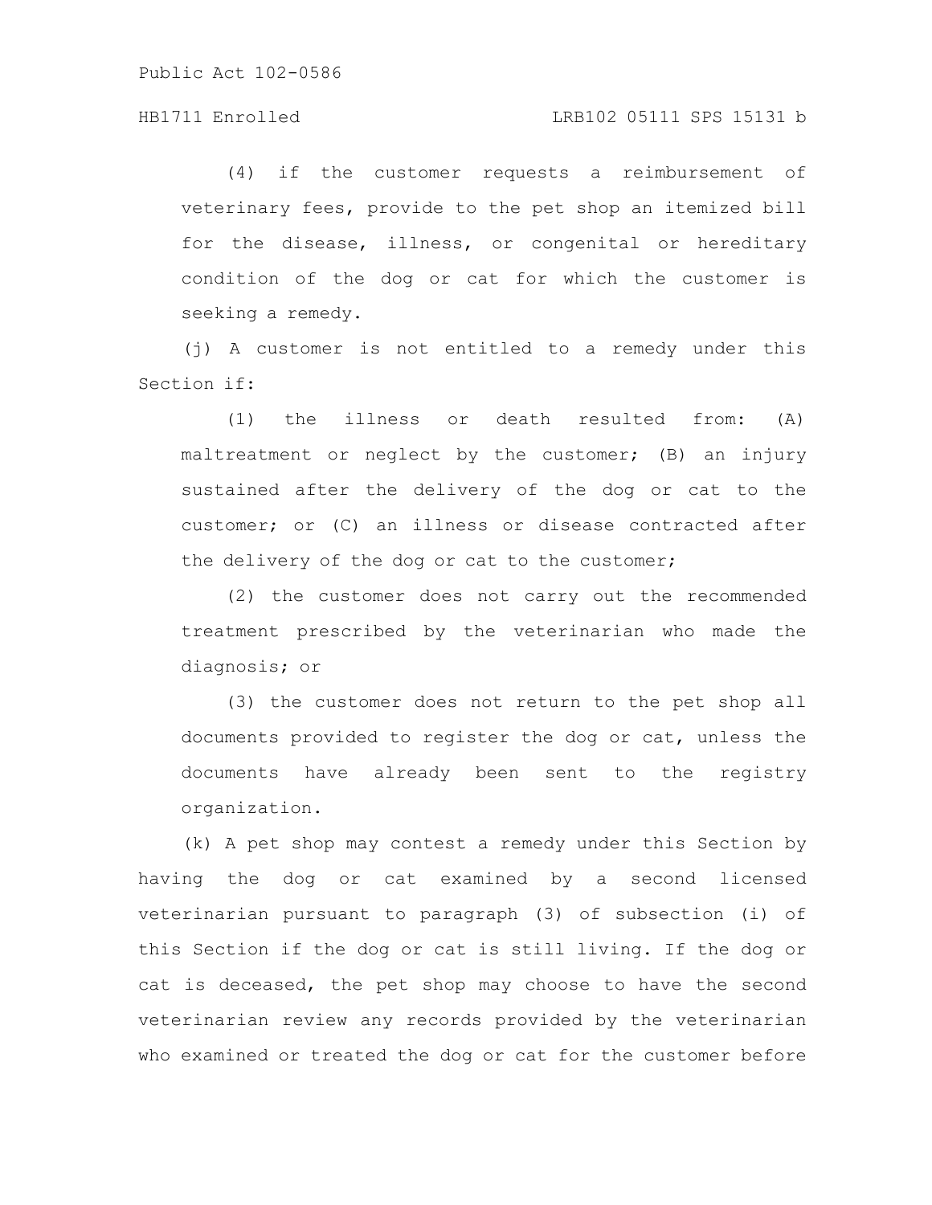(4) if the customer requests a reimbursement of veterinary fees, provide to the pet shop an itemized bill for the disease, illness, or congenital or hereditary condition of the dog or cat for which the customer is seeking a remedy.

(j) A customer is not entitled to a remedy under this Section if:

(1) the illness or death resulted from: (A) maltreatment or neglect by the customer; (B) an injury sustained after the delivery of the dog or cat to the customer; or (C) an illness or disease contracted after the delivery of the dog or cat to the customer;

(2) the customer does not carry out the recommended treatment prescribed by the veterinarian who made the diagnosis; or

(3) the customer does not return to the pet shop all documents provided to register the dog or cat, unless the documents have already been sent to the registry organization.

(k) A pet shop may contest a remedy under this Section by having the dog or cat examined by a second licensed veterinarian pursuant to paragraph (3) of subsection (i) of this Section if the dog or cat is still living. If the dog or cat is deceased, the pet shop may choose to have the second veterinarian review any records provided by the veterinarian who examined or treated the dog or cat for the customer before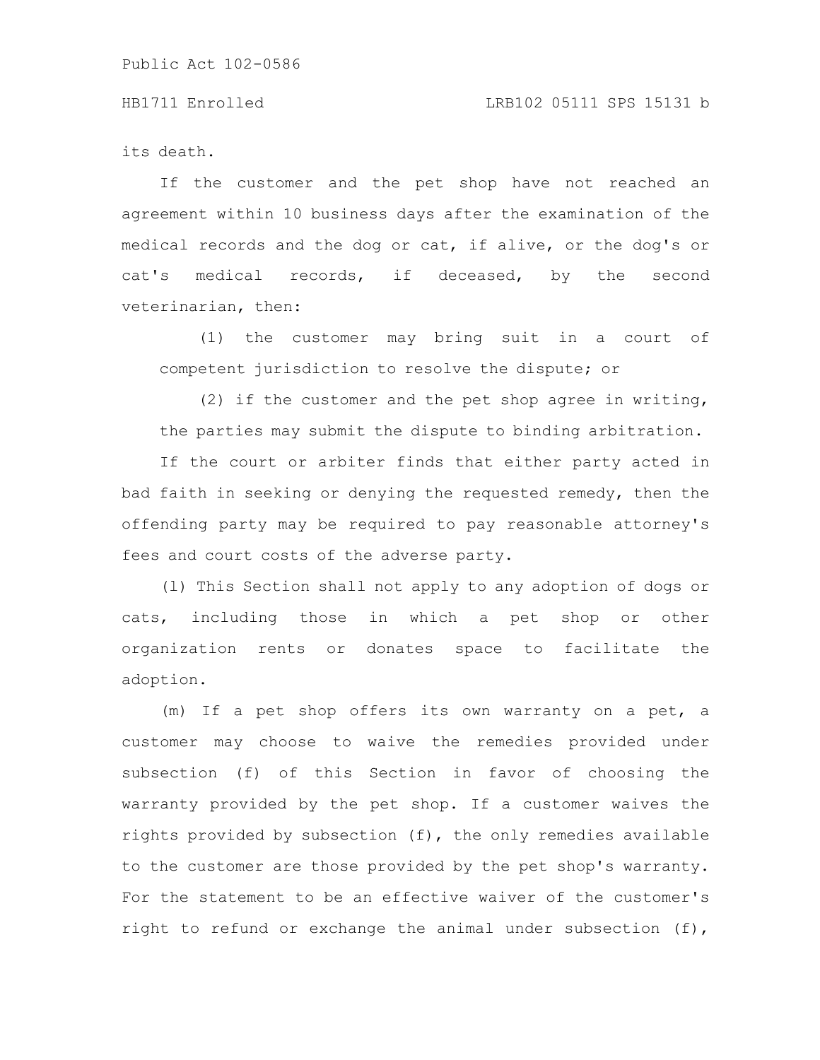its death.

If the customer and the pet shop have not reached an agreement within 10 business days after the examination of the medical records and the dog or cat, if alive, or the dog's or cat's medical records, if deceased, by the second veterinarian, then:

(1) the customer may bring suit in a court of competent jurisdiction to resolve the dispute; or

(2) if the customer and the pet shop agree in writing, the parties may submit the dispute to binding arbitration.

If the court or arbiter finds that either party acted in bad faith in seeking or denying the requested remedy, then the offending party may be required to pay reasonable attorney's fees and court costs of the adverse party.

(l) This Section shall not apply to any adoption of dogs or cats, including those in which a pet shop or other organization rents or donates space to facilitate the adoption.

(m) If a pet shop offers its own warranty on a pet, a customer may choose to waive the remedies provided under subsection (f) of this Section in favor of choosing the warranty provided by the pet shop. If a customer waives the rights provided by subsection (f), the only remedies available to the customer are those provided by the pet shop's warranty. For the statement to be an effective waiver of the customer's right to refund or exchange the animal under subsection (f),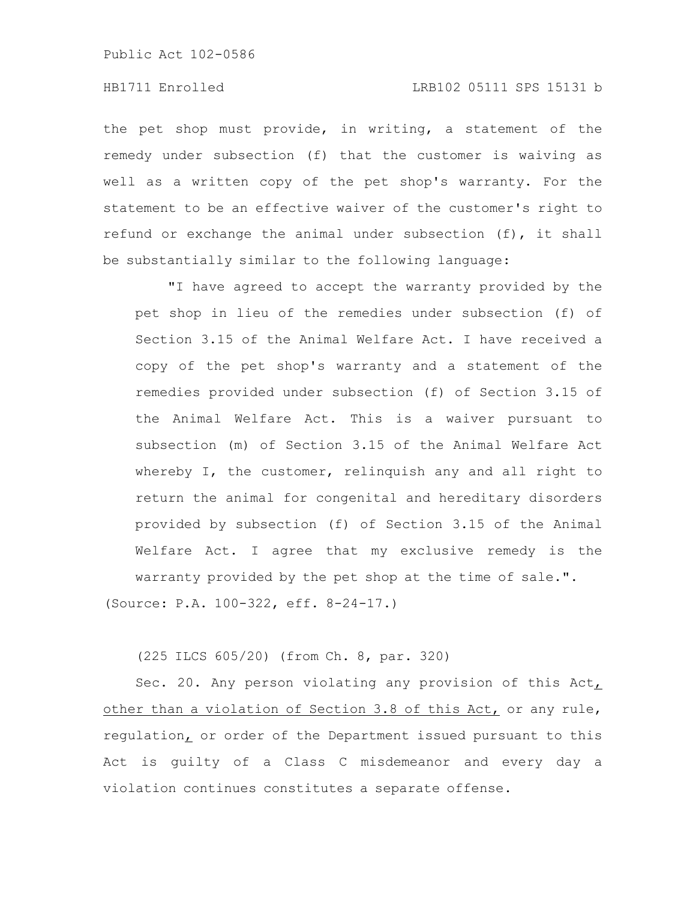the pet shop must provide, in writing, a statement of the remedy under subsection (f) that the customer is waiving as well as a written copy of the pet shop's warranty. For the statement to be an effective waiver of the customer's right to refund or exchange the animal under subsection (f), it shall be substantially similar to the following language:

> "I have agreed to accept the warranty provided by the pet shop in lieu of the remedies under subsection (f) of Section 3.15 of the Animal Welfare Act. I have received a copy of the pet shop's warranty and a statement of the remedies provided under subsection (f) of Section 3.15 of the Animal Welfare Act. This is a waiver pursuant to subsection (m) of Section 3.15 of the Animal Welfare Act whereby I, the customer, relinquish any and all right to return the animal for congenital and hereditary disorders provided by subsection (f) of Section 3.15 of the Animal Welfare Act. I agree that my exclusive remedy is the warranty provided by the pet shop at the time of sale.".

(Source: P.A. 100-322, eff. 8-24-17.)

(225 ILCS 605/20) (from Ch. 8, par. 320)

Sec. 20. Any person violating any provision of this Act, other than a violation of Section 3.8 of this Act, or any rule, regulation, or order of the Department issued pursuant to this Act is guilty of a Class C misdemeanor and every day a violation continues constitutes a separate offense.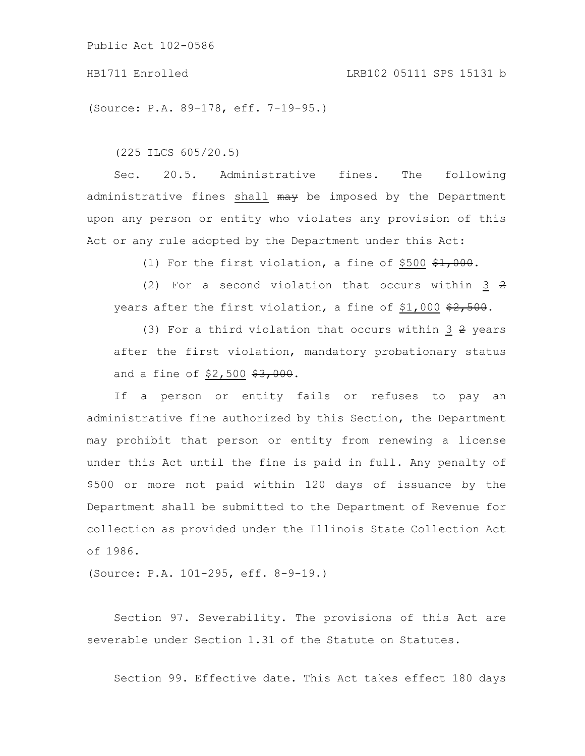(Source: P.A. 89-178, eff. 7-19-95.)

(225 ILCS 605/20.5)

Sec. 20.5. Administrative fines. The following administrative fines <u>shall</u> ~~may~~ be imposed by the Department upon any person or entity who violates any provision of this Act or any rule adopted by the Department under this Act:

(1) For the first violation, a fine of <u>$500</u> ~~$1,000~~.

(2) For a second violation that occurs within <u>3</u> ~~2~~ years after the first violation, a fine of <u>$1,000</u> ~~$2,500~~.

(3) For a third violation that occurs within <u>3</u> ~~2~~ years after the first violation, mandatory probationary status and a fine of <u>$2,500</u> ~~$3,000~~.

If a person or entity fails or refuses to pay an administrative fine authorized by this Section, the Department may prohibit that person or entity from renewing a license under this Act until the fine is paid in full. Any penalty of $500 or more not paid within 120 days of issuance by the Department shall be submitted to the Department of Revenue for collection as provided under the Illinois State Collection Act of 1986.

(Source: P.A. 101-295, eff. 8-9-19.)

Section 97. Severability. The provisions of this Act are severable under Section 1.31 of the Statute on Statutes.

Section 99. Effective date. This Act takes effect 180 days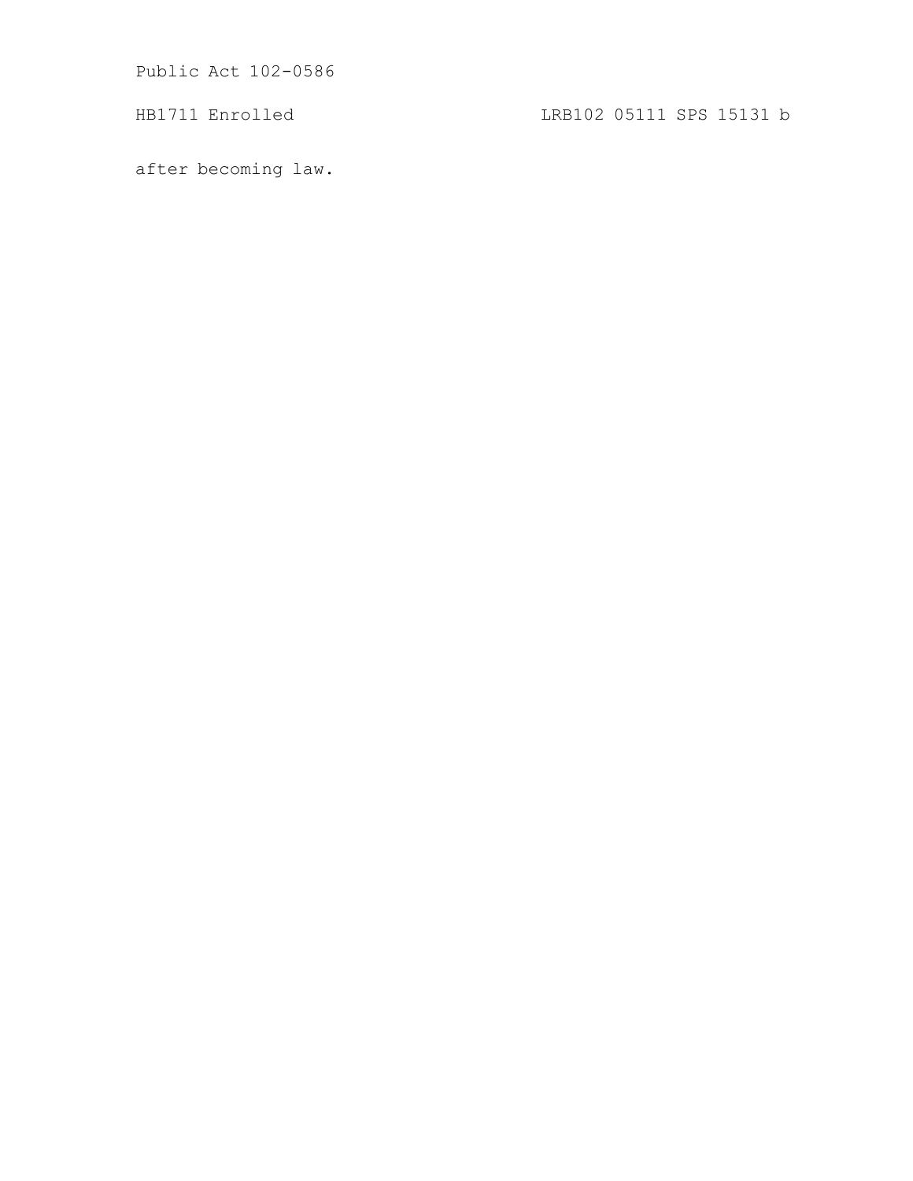after becoming law.